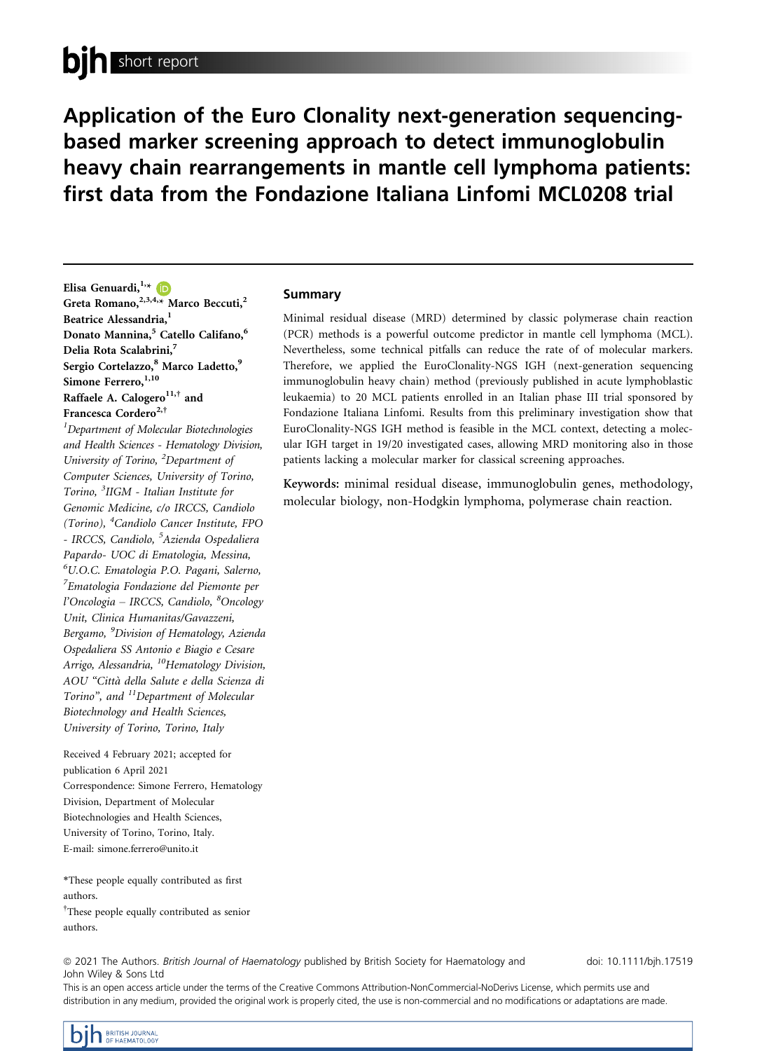short report

# Application of the Euro Clonality next-generation sequencing-based marker screening approach to detect immunoglobulin heavy chain rearrangements in mantle cell lymphoma patients: first data from the Fondazione Italiana Linfomi MCL0208 trial

Elisa Genuardi,[1,*] Greta Romano,[2,3,4,*] Marco Beccuti,[2] Beatrice Alessandria,[1] Donato Mannina,[5] Catello Califano,[6] Delia Rota Scalabrini,[7] Sergio Cortelazzo,[8] Marco Ladetto,[9] Simone Ferrero,[1,10] Raffaele A. Calogero[11,†] and Francesca Cordero[2,†]

[1]Department of Molecular Biotechnologies and Health Sciences - Hematology Division, University of Torino, [2]Department of Computer Sciences, University of Torino, Torino, [3]IIGM - Italian Institute for Genomic Medicine, c/o IRCCS, Candiolo (Torino), [4]Candiolo Cancer Institute, FPO - IRCCS, Candiolo, [5]Azienda Ospedaliera Papardo- UOC di Ematologia, Messina, [6]U.O.C. Ematologia P.O. Pagani, Salerno, [7]Ematologia Fondazione del Piemonte per l'Oncologia – IRCCS, Candiolo, [8]Oncology Unit, Clinica Humanitas/Gavazzeni, Bergamo, [9]Division of Hematology, Azienda Ospedaliera SS Antonio e Biagio e Cesare Arrigo, Alessandria, [10]Hematology Division, AOU "Città della Salute e della Scienza di Torino", and [11]Department of Molecular Biotechnology and Health Sciences, University of Torino, Torino, Italy

Received 4 February 2021; accepted for publication 6 April 2021

Correspondence: Simone Ferrero, Hematology Division, Department of Molecular Biotechnologies and Health Sciences, University of Torino, Torino, Italy.
E-mail: simone.ferrero@unito.it

*These people equally contributed as first authors.

†These people equally contributed as senior authors.

## Summary

Minimal residual disease (MRD) determined by classic polymerase chain reaction (PCR) methods is a powerful outcome predictor in mantle cell lymphoma (MCL). Nevertheless, some technical pitfalls can reduce the rate of of molecular markers. Therefore, we applied the EuroClonality-NGS IGH (next-generation sequencing immunoglobulin heavy chain) method (previously published in acute lymphoblastic leukaemia) to 20 MCL patients enrolled in an Italian phase III trial sponsored by Fondazione Italiana Linfomi. Results from this preliminary investigation show that EuroClonality-NGS IGH method is feasible in the MCL context, detecting a molecular IGH target in 19/20 investigated cases, allowing MRD monitoring also in those patients lacking a molecular marker for classical screening approaches.

**Keywords:** minimal residual disease, immunoglobulin genes, methodology, molecular biology, non-Hodgkin lymphoma, polymerase chain reaction.

© 2021 The Authors. *British Journal of Haematology* published by British Society for Haematology and John Wiley & Sons Ltd

doi: 10.1111/bjh.17519

This is an open access article under the terms of the Creative Commons Attribution-NonCommercial-NoDerivs License, which permits use and distribution in any medium, provided the original work is properly cited, the use is non-commercial and no modifications or adaptations are made.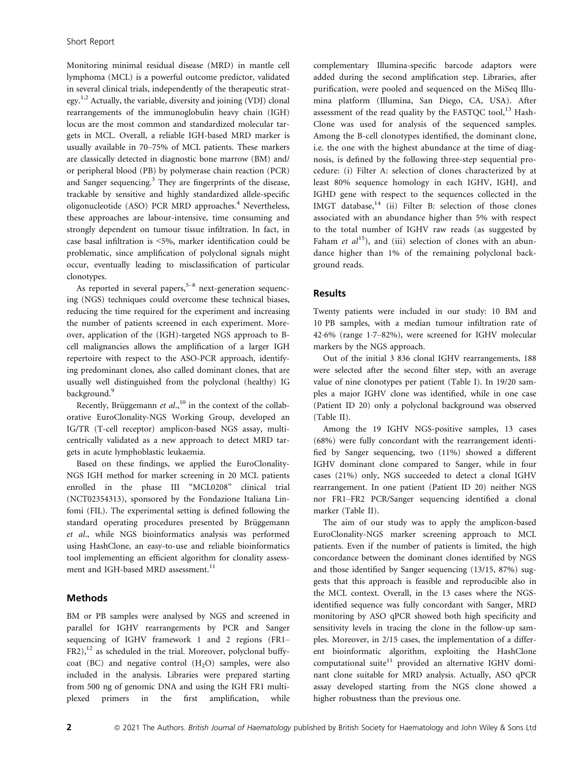Monitoring minimal residual disease (MRD) in mantle cell lymphoma (MCL) is a powerful outcome predictor, validated in several clinical trials, independently of the therapeutic strategy.[1,2] Actually, the variable, diversity and joining (VDJ) clonal rearrangements of the immunoglobulin heavy chain (IGH) locus are the most common and standardized molecular targets in MCL. Overall, a reliable IGH-based MRD marker is usually available in 70–75% of MCL patients. These markers are classically detected in diagnostic bone marrow (BM) and/or peripheral blood (PB) by polymerase chain reaction (PCR) and Sanger sequencing.[3] They are fingerprints of the disease, trackable by sensitive and highly standardized allele-specific oligonucleotide (ASO) PCR MRD approaches.[4] Nevertheless, these approaches are labour-intensive, time consuming and strongly dependent on tumour tissue infiltration. In fact, in case basal infiltration is <5%, marker identification could be problematic, since amplification of polyclonal signals might occur, eventually leading to misclassification of particular clonotypes.

As reported in several papers,[5–8] next-generation sequencing (NGS) techniques could overcome these technical biases, reducing the time required for the experiment and increasing the number of patients screened in each experiment. Moreover, application of the (IGH)-targeted NGS approach to B-cell malignancies allows the amplification of a larger IGH repertoire with respect to the ASO-PCR approach, identifying predominant clones, also called dominant clones, that are usually well distinguished from the polyclonal (healthy) IG background.[9]

Recently, Brüggemann *et al.*,[10] in the context of the collaborative EuroClonality-NGS Working Group, developed an IG/TR (T-cell receptor) amplicon-based NGS assay, multicentrically validated as a new approach to detect MRD targets in acute lymphoblastic leukaemia.

Based on these findings, we applied the EuroClonality-NGS IGH method for marker screening in 20 MCL patients enrolled in the phase III "MCL0208" clinical trial (NCT02354313), sponsored by the Fondazione Italiana Linfomi (FIL). The experimental setting is defined following the standard operating procedures presented by Brüggemann et al., while NGS bioinformatics analysis was performed using HashClone, an easy-to-use and reliable bioinformatics tool implementing an efficient algorithm for clonality assessment and IGH-based MRD assessment.[11]

## Methods

BM or PB samples were analysed by NGS and screened in parallel for IGHV rearrangements by PCR and Sanger sequencing of IGHV framework 1 and 2 regions (FR1–FR2),[12] as scheduled in the trial. Moreover, polyclonal buffy-coat (BC) and negative control ($H_2O$) samples, were also included in the analysis. Libraries were prepared starting from 500 ng of genomic DNA and using the IGH FR1 multiplexed primers in the first amplification, while complementary Illumina-specific barcode adaptors were added during the second amplification step. Libraries, after purification, were pooled and sequenced on the MiSeq Illumina platform (Illumina, San Diego, CA, USA). After assessment of the read quality by the FASTQC tool,[13] HashClone was used for analysis of the sequenced samples. Among the B-cell clonotypes identified, the dominant clone, i.e. the one with the highest abundance at the time of diagnosis, is defined by the following three-step sequential procedure: (i) Filter A: selection of clones characterized by at least 80% sequence homology in each IGHV, IGHJ, and IGHD gene with respect to the sequences collected in the IMGT database,[14] (ii) Filter B: selection of those clones associated with an abundance higher than 5% with respect to the total number of IGHV raw reads (as suggested by Faham *et al*[15]), and (iii) selection of clones with an abundance higher than 1% of the remaining polyclonal background reads.

## Results

Twenty patients were included in our study: 10 BM and 10 PB samples, with a median tumour infiltration rate of 42·6% (range 1·7–82%), were screened for IGHV molecular markers by the NGS approach.

Out of the initial 3 836 clonal IGHV rearrangements, 188 were selected after the second filter step, with an average value of nine clonotypes per patient (Table I). In 19/20 samples a major IGHV clone was identified, while in one case (Patient ID 20) only a polyclonal background was observed (Table II).

Among the 19 IGHV NGS-positive samples, 13 cases (68%) were fully concordant with the rearrangement identified by Sanger sequencing, two (11%) showed a different IGHV dominant clone compared to Sanger, while in four cases (21%) only, NGS succeeded to detect a clonal IGHV rearrangement. In one patient (Patient ID 20) neither NGS nor FR1–FR2 PCR/Sanger sequencing identified a clonal marker (Table II).

The aim of our study was to apply the amplicon-based EuroClonality-NGS marker screening approach to MCL patients. Even if the number of patients is limited, the high concordance between the dominant clones identified by NGS and those identified by Sanger sequencing (13/15, 87%) suggests that this approach is feasible and reproducible also in the MCL context. Overall, in the 13 cases where the NGS-identified sequence was fully concordant with Sanger, MRD monitoring by ASO qPCR showed both high specificity and sensitivity levels in tracing the clone in the follow-up samples. Moreover, in 2/15 cases, the implementation of a different bioinformatic algorithm, exploiting the HashClone computational suite[11] provided an alternative IGHV dominant clone suitable for MRD analysis. Actually, ASO qPCR assay developed starting from the NGS clone showed a higher robustness than the previous one.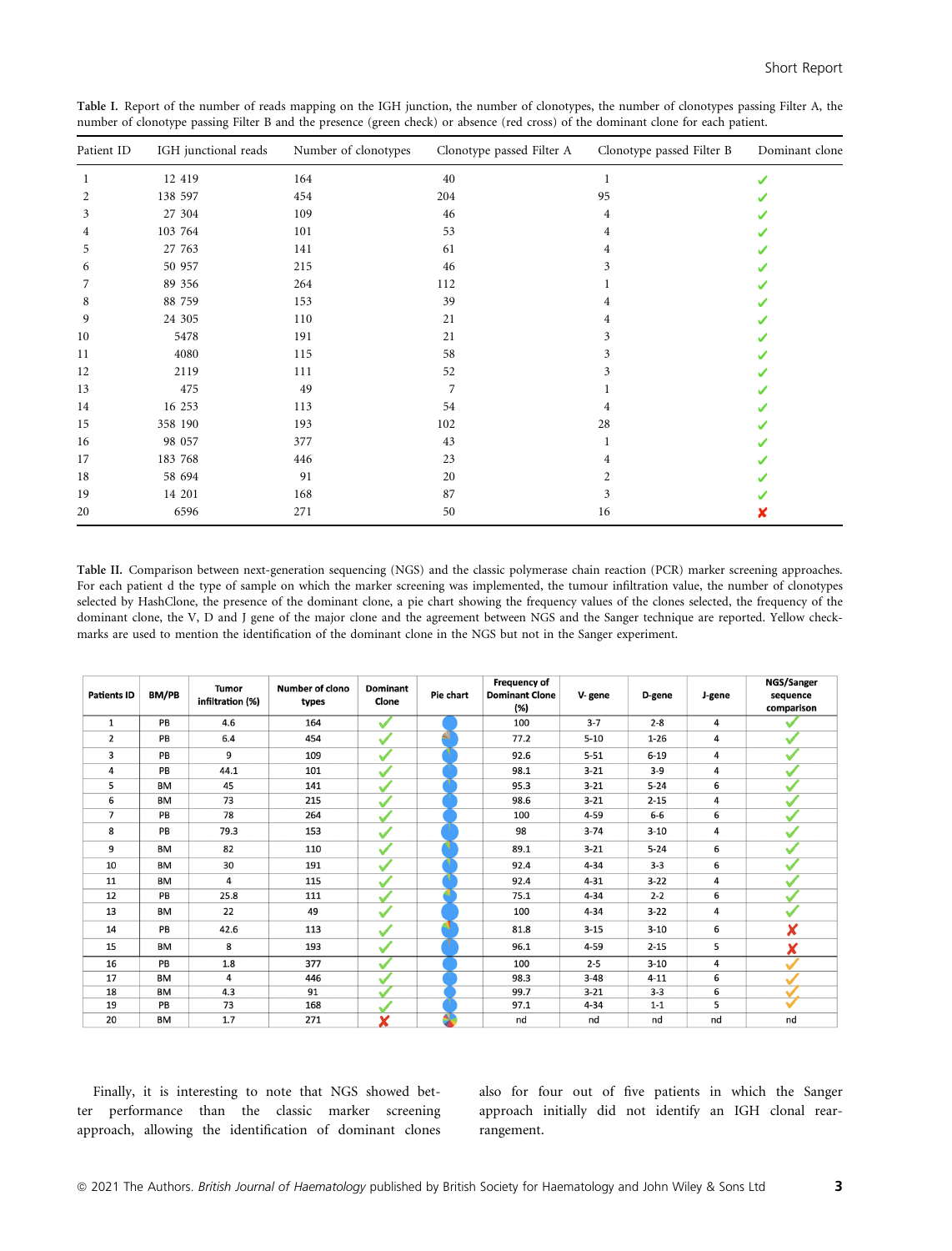**Table I.** Report of the number of reads mapping on the IGH junction, the number of clonotypes, the number of clonotypes passing Filter A, the number of clonotype passing Filter B and the presence (green check) or absence (red cross) of the dominant clone for each patient.

| Patient ID | IGH junctional reads | Number of clonotypes | Clonotype passed Filter A | Clonotype passed Filter B | Dominant clone |
|---|---|---|---|---|---|
| 1 | 12 419 | 164 | 40 | 1 | ✓ |
| 2 | 138 597 | 454 | 204 | 95 | ✓ |
| 3 | 27 304 | 109 | 46 | 4 | ✓ |
| 4 | 103 764 | 101 | 53 | 4 | ✓ |
| 5 | 27 763 | 141 | 61 | 4 | ✓ |
| 6 | 50 957 | 215 | 46 | 3 | ✓ |
| 7 | 89 356 | 264 | 112 | 1 | ✓ |
| 8 | 88 759 | 153 | 39 | 4 | ✓ |
| 9 | 24 305 | 110 | 21 | 4 | ✓ |
| 10 | 5478 | 191 | 21 | 3 | ✓ |
| 11 | 4080 | 115 | 58 | 3 | ✓ |
| 12 | 2119 | 111 | 52 | 3 | ✓ |
| 13 | 475 | 49 | 7 | 1 | ✓ |
| 14 | 16 253 | 113 | 54 | 4 | ✓ |
| 15 | 358 190 | 193 | 102 | 28 | ✓ |
| 16 | 98 057 | 377 | 43 | 1 | ✓ |
| 17 | 183 768 | 446 | 23 | 4 | ✓ |
| 18 | 58 694 | 91 | 20 | 2 | ✓ |
| 19 | 14 201 | 168 | 87 | 3 | ✓ |
| 20 | 6596 | 271 | 50 | 16 | ✗ |

**Table II.** Comparison between next-generation sequencing (NGS) and the classic polymerase chain reaction (PCR) marker screening approaches. For each patient d the type of sample on which the marker screening was implemented, the tumour infiltration value, the number of clonotypes selected by HashClone, the presence of the dominant clone, a pie chart showing the frequency values of the clones selected, the frequency of the dominant clone, the V, D and J gene of the major clone and the agreement between NGS and the Sanger technique are reported. Yellow checkmarks are used to mention the identification of the dominant clone in the NGS but not in the Sanger experiment.

| Patients ID | BM/PB | Tumor infiltration (%) | Number of clono types | Dominant Clone | Pie chart | Frequency of Dominant Clone (%) | V- gene | D-gene | J-gene | NGS/Sanger sequence comparison |
|---|---|---|---|---|---|---|---|---|---|---|
| 1 | PB | 4.6 | 164 | ✓ | | 100 | 3-7 | 2-8 | 4 | ✓ |
| 2 | PB | 6.4 | 454 | ✓ | | 77.2 | 5-10 | 1-26 | 4 | ✓ |
| 3 | PB | 9 | 109 | ✓ | | 92.6 | 5-51 | 6-19 | 4 | ✓ |
| 4 | PB | 44.1 | 101 | ✓ | | 98.1 | 3-21 | 3-9 | 4 | ✓ |
| 5 | BM | 45 | 141 | ✓ | | 95.3 | 3-21 | 5-24 | 6 | ✓ |
| 6 | BM | 73 | 215 | ✓ | | 98.6 | 3-21 | 2-15 | 4 | ✓ |
| 7 | PB | 78 | 264 | ✓ | | 100 | 4-59 | 6-6 | 6 | ✓ |
| 8 | PB | 79.3 | 153 | ✓ | | 98 | 3-74 | 3-10 | 4 | ✓ |
| 9 | BM | 82 | 110 | ✓ | | 89.1 | 3-21 | 5-24 | 6 | ✓ |
| 10 | BM | 30 | 191 | ✓ | | 92.4 | 4-34 | 3-3 | 6 | ✓ |
| 11 | BM | 4 | 115 | ✓ | | 92.4 | 4-31 | 3-22 | 4 | ✓ |
| 12 | PB | 25.8 | 111 | ✓ | | 75.1 | 4-34 | 2-2 | 6 | ✓ |
| 13 | BM | 22 | 49 | ✓ | | 100 | 4-34 | 3-22 | 4 | ✓ |
| 14 | PB | 42.6 | 113 | ✓ | | 81.8 | 3-15 | 3-10 | 6 | ✗ |
| 15 | BM | 8 | 193 | ✓ | | 96.1 | 4-59 | 2-15 | 5 | ✗ |
| 16 | PB | 1.8 | 377 | ✓ | | 100 | 2-5 | 3-10 | 4 | ✓ (yellow) |
| 17 | BM | 4 | 446 | ✓ | | 98.3 | 3-48 | 4-11 | 6 | ✓ (yellow) |
| 18 | BM | 4.3 | 91 | ✓ | | 99.7 | 3-21 | 3-3 | 6 | ✓ (yellow) |
| 19 | PB | 73 | 168 | ✓ | | 97.1 | 4-34 | 1-1 | 5 | ✓ (yellow) |
| 20 | BM | 1.7 | 271 | ✗ | | nd | nd | nd | nd | nd |

Finally, it is interesting to note that NGS showed better performance than the classic marker screening approach, allowing the identification of dominant clones also for four out of five patients in which the Sanger approach initially did not identify an IGH clonal rearrangement.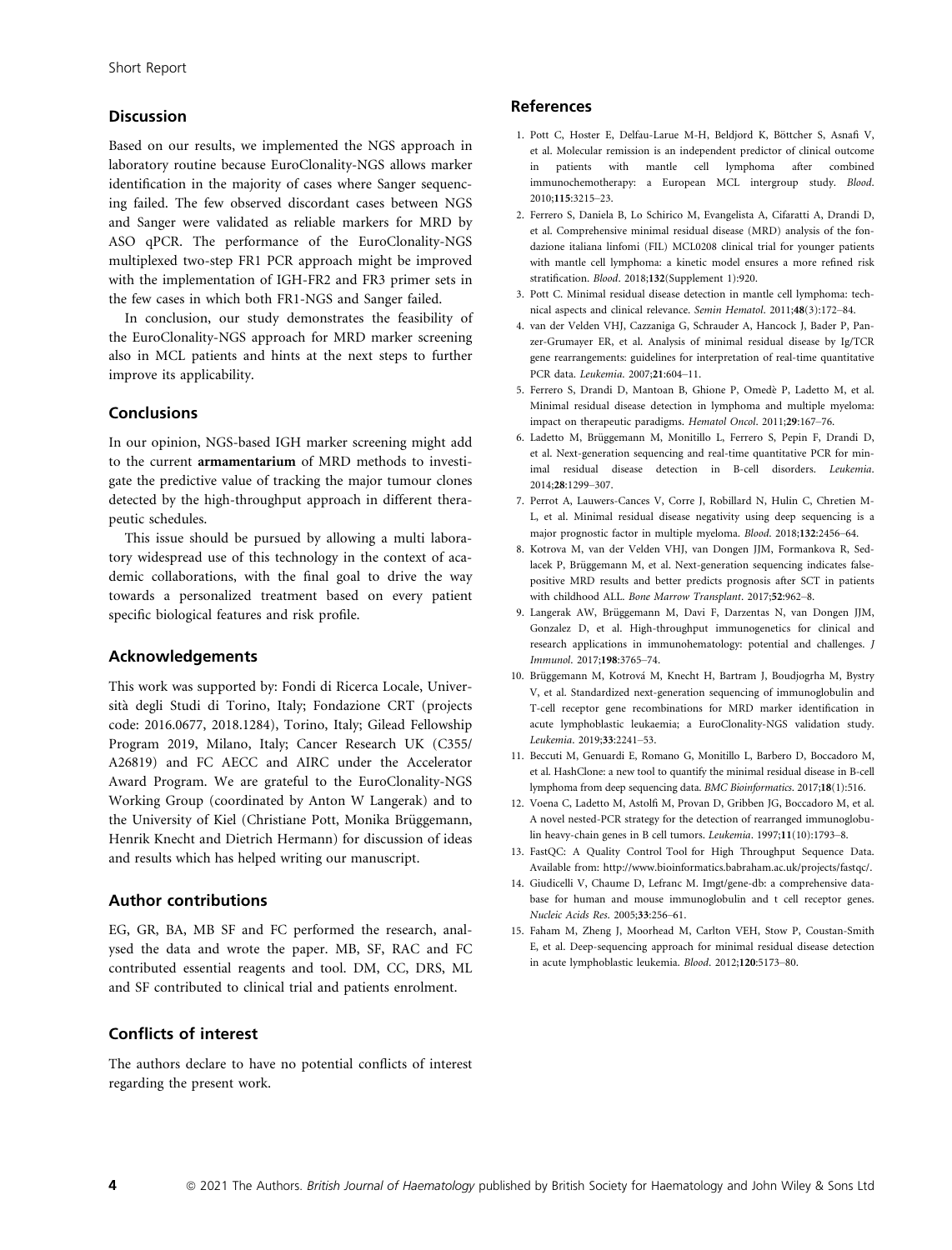## Discussion

Based on our results, we implemented the NGS approach in laboratory routine because EuroClonality-NGS allows marker identification in the majority of cases where Sanger sequencing failed. The few observed discordant cases between NGS and Sanger were validated as reliable markers for MRD by ASO qPCR. The performance of the EuroClonality-NGS multiplexed two-step FR1 PCR approach might be improved with the implementation of IGH-FR2 and FR3 primer sets in the few cases in which both FR1-NGS and Sanger failed.

In conclusion, our study demonstrates the feasibility of the EuroClonality-NGS approach for MRD marker screening also in MCL patients and hints at the next steps to further improve its applicability.

## Conclusions

In our opinion, NGS-based IGH marker screening might add to the current **armamentarium** of MRD methods to investigate the predictive value of tracking the major tumour clones detected by the high-throughput approach in different therapeutic schedules.

This issue should be pursued by allowing a multi laboratory widespread use of this technology in the context of academic collaborations, with the final goal to drive the way towards a personalized treatment based on every patient specific biological features and risk profile.

## Acknowledgements

This work was supported by: Fondi di Ricerca Locale, Università degli Studi di Torino, Italy; Fondazione CRT (projects code: 2016.0677, 2018.1284), Torino, Italy; Gilead Fellowship Program 2019, Milano, Italy; Cancer Research UK (C355/A26819) and FC AECC and AIRC under the Accelerator Award Program. We are grateful to the EuroClonality-NGS Working Group (coordinated by Anton W Langerak) and to the University of Kiel (Christiane Pott, Monika Brüggemann, Henrik Knecht and Dietrich Hermann) for discussion of ideas and results which has helped writing our manuscript.

## Author contributions

EG, GR, BA, MB SF and FC performed the research, analysed the data and wrote the paper. MB, SF, RAC and FC contributed essential reagents and tool. DM, CC, DRS, ML and SF contributed to clinical trial and patients enrolment.

## Conflicts of interest

The authors declare to have no potential conflicts of interest regarding the present work.

## References

1. Pott C, Hoster E, Delfau-Larue M-H, Beldjord K, Böttcher S, Asnafi V, et al. Molecular remission is an independent predictor of clinical outcome in patients with mantle cell lymphoma after combined immunochemotherapy: a European MCL intergroup study. *Blood*. 2010;**115**:3215–23.
2. Ferrero S, Daniela B, Lo Schirico M, Evangelista A, Cifaratti A, Drandi D, et al. Comprehensive minimal residual disease (MRD) analysis of the fondazione italiana linfomi (FIL) MCL0208 clinical trial for younger patients with mantle cell lymphoma: a kinetic model ensures a more refined risk stratification. *Blood*. 2018;**132**(Supplement 1):920.
3. Pott C. Minimal residual disease detection in mantle cell lymphoma: technical aspects and clinical relevance. *Semin Hematol*. 2011;**48**(3):172–84.
4. van der Velden VHJ, Cazzaniga G, Schrauder A, Hancock J, Bader P, Panzer-Grumayer ER, et al. Analysis of minimal residual disease by Ig/TCR gene rearrangements: guidelines for interpretation of real-time quantitative PCR data. *Leukemia*. 2007;**21**:604–11.
5. Ferrero S, Drandi D, Mantoan B, Ghione P, Omedè P, Ladetto M, et al. Minimal residual disease detection in lymphoma and multiple myeloma: impact on therapeutic paradigms. *Hematol Oncol*. 2011;**29**:167–76.
6. Ladetto M, Brüggemann M, Monitillo L, Ferrero S, Pepin F, Drandi D, et al. Next-generation sequencing and real-time quantitative PCR for minimal residual disease detection in B-cell disorders. *Leukemia*. 2014;**28**:1299–307.
7. Perrot A, Lauwers-Cances V, Corre J, Robillard N, Hulin C, Chretien M-L, et al. Minimal residual disease negativity using deep sequencing is a major prognostic factor in multiple myeloma. *Blood*. 2018;**132**:2456–64.
8. Kotrova M, van der Velden VHJ, van Dongen JJM, Formankova R, Sedlacek P, Brüggemann M, et al. Next-generation sequencing indicates false-positive MRD results and better predicts prognosis after SCT in patients with childhood ALL. *Bone Marrow Transplant*. 2017;**52**:962–8.
9. Langerak AW, Brüggemann M, Davi F, Darzentas N, van Dongen JJM, Gonzalez D, et al. High-throughput immunogenetics for clinical and research applications in immunohematology: potential and challenges. *J Immunol*. 2017;**198**:3765–74.
10. Brüggemann M, Kotrová M, Knecht H, Bartram J, Boudjogrha M, Bystry V, et al. Standardized next-generation sequencing of immunoglobulin and T-cell receptor gene recombinations for MRD marker identification in acute lymphoblastic leukaemia; a EuroClonality-NGS validation study. *Leukemia*. 2019;**33**:2241–53.
11. Beccuti M, Genuardi E, Romano G, Monitillo L, Barbero D, Boccadoro M, et al. HashClone: a new tool to quantify the minimal residual disease in B-cell lymphoma from deep sequencing data. *BMC Bioinformatics*. 2017;**18**(1):516.
12. Voena C, Ladetto M, Astolfi M, Provan D, Gribben JG, Boccadoro M, et al. A novel nested-PCR strategy for the detection of rearranged immunoglobulin heavy-chain genes in B cell tumors. *Leukemia*. 1997;**11**(10):1793–8.
13. FastQC: A Quality Control Tool for High Throughput Sequence Data. Available from: http://www.bioinformatics.babraham.ac.uk/projects/fastqc/.
14. Giudicelli V, Chaume D, Lefranc M. Imgt/gene-db: a comprehensive database for human and mouse immunoglobulin and t cell receptor genes. *Nucleic Acids Res*. 2005;**33**:256–61.
15. Faham M, Zheng J, Moorhead M, Carlton VEH, Stow P, Coustan-Smith E, et al. Deep-sequencing approach for minimal residual disease detection in acute lymphoblastic leukemia. *Blood*. 2012;**120**:5173–80.